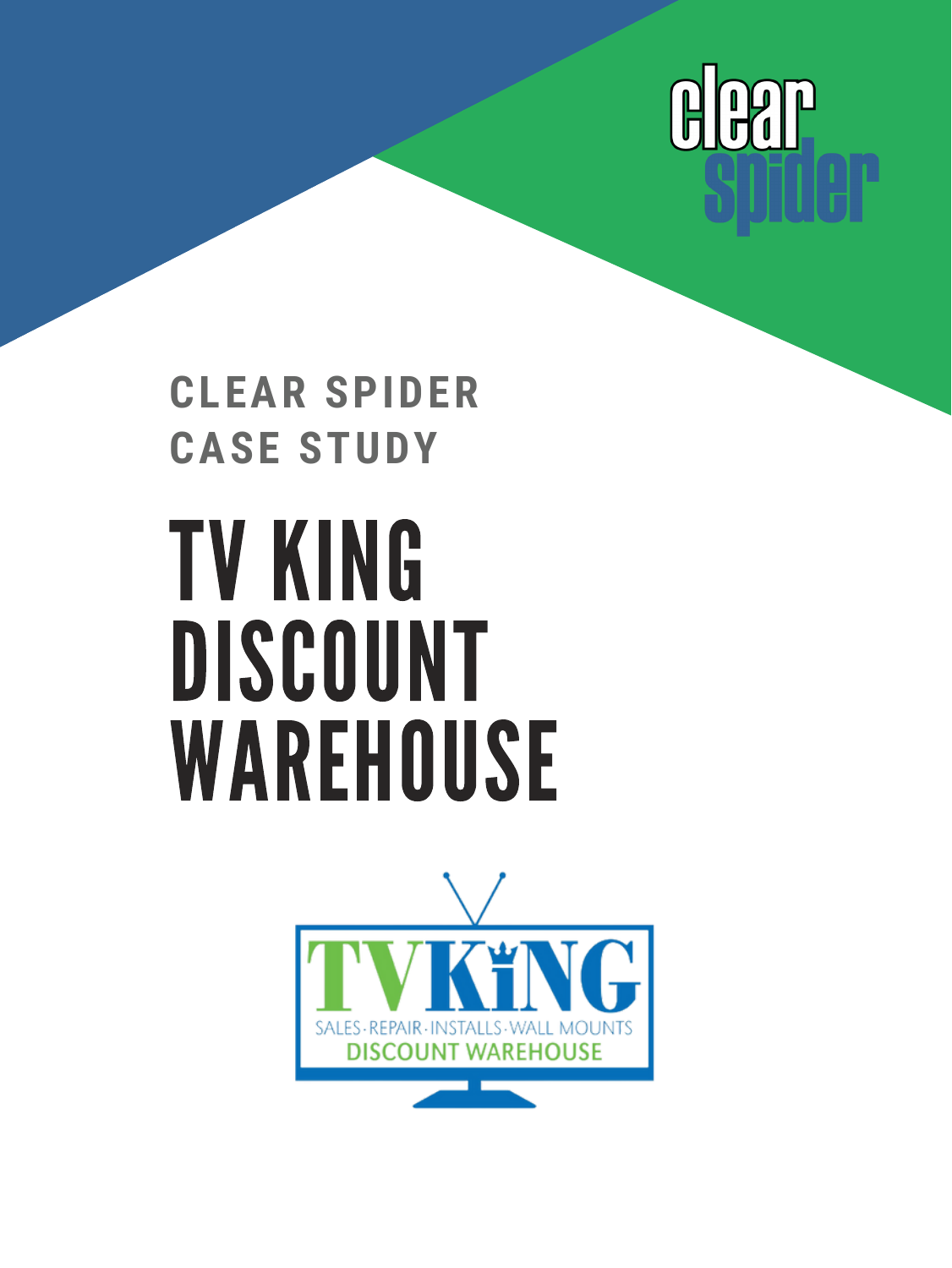clear spider

CLEAR SPIDER CASE STUDY

# TV KING DISCOUNT WAREHOUSE

TV KiNG

SALES · REPAIR · INSTALLS · WALL MOUNTS

DISCOUNT WAREHOUSE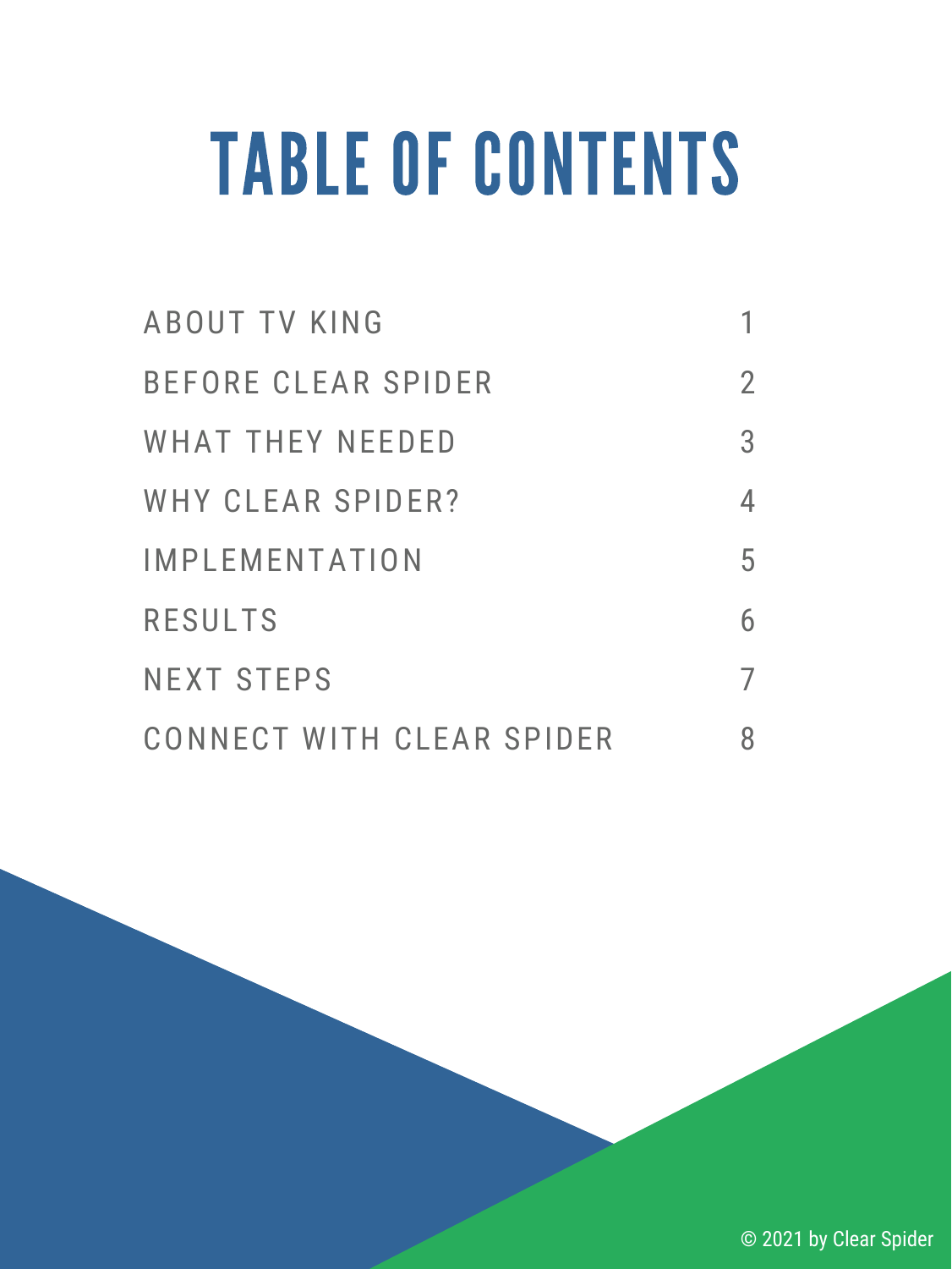# TABLE OF CONTENTS

| | |
|---|---|
| ABOUT TV KING | 1 |
| BEFORE CLEAR SPIDER | 2 |
| WHAT THEY NEEDED | 3 |
| WHY CLEAR SPIDER? | 4 |
| IMPLEMENTATION | 5 |
| RESULTS | 6 |
| NEXT STEPS | 7 |
| CONNECT WITH CLEAR SPIDER | 8 |

© 2021 by Clear Spider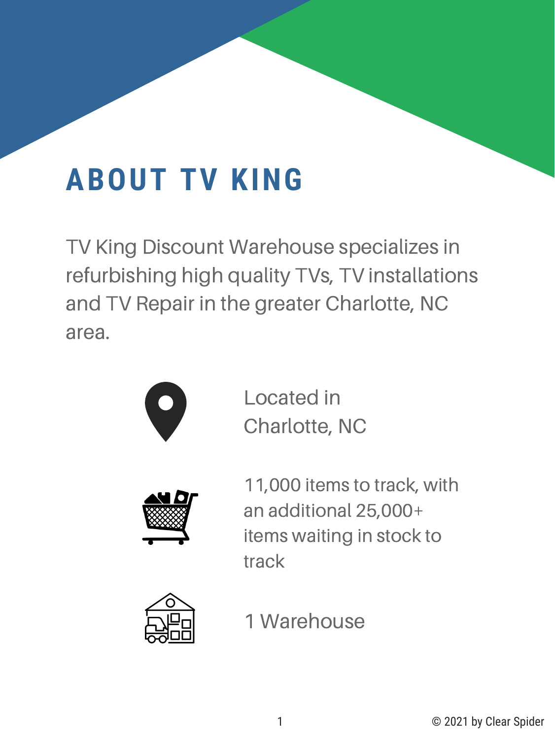# ABOUT TV KING

TV King Discount Warehouse specializes in refurbishing high quality TVs, TV installations and TV Repair in the greater Charlotte, NC area.

Located in Charlotte, NC

11,000 items to track, with an additional 25,000+ items waiting in stock to track

1 Warehouse

© 2021 by Clear Spider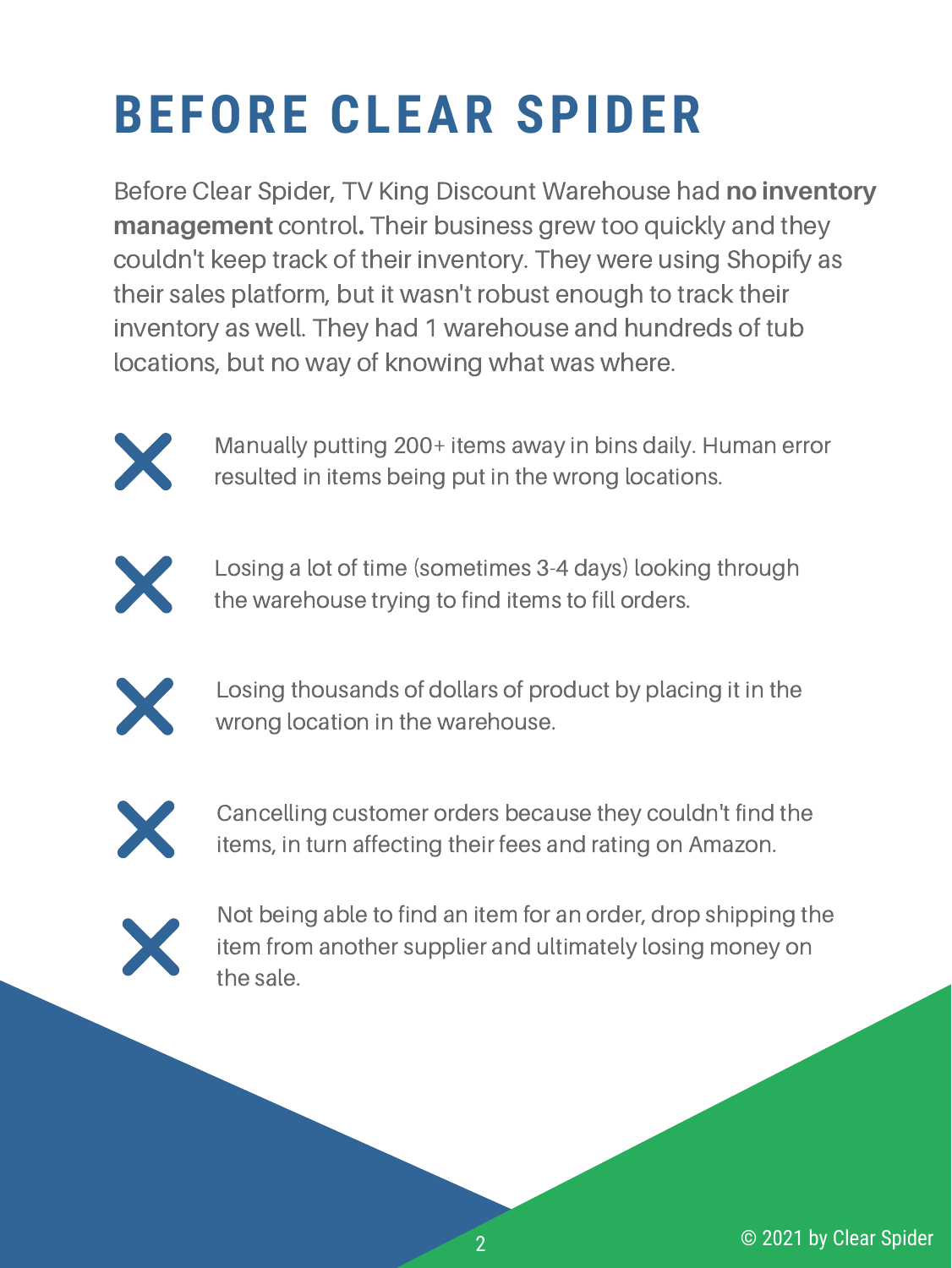# BEFORE CLEAR SPIDER

Before Clear Spider, TV King Discount Warehouse had **no inventory management** control**.** Their business grew too quickly and they couldn't keep track of their inventory. They were using Shopify as their sales platform, but it wasn't robust enough to track their inventory as well. They had 1 warehouse and hundreds of tub locations, but no way of knowing what was where.

- ✗ Manually putting 200+ items away in bins daily. Human error resulted in items being put in the wrong locations.
- ✗ Losing a lot of time (sometimes 3-4 days) looking through the warehouse trying to find items to fill orders.
- ✗ Losing thousands of dollars of product by placing it in the wrong location in the warehouse.
- ✗ Cancelling customer orders because they couldn't find the items, in turn affecting their fees and rating on Amazon.
- ✗ Not being able to find an item for an order, drop shipping the item from another supplier and ultimately losing money on the sale.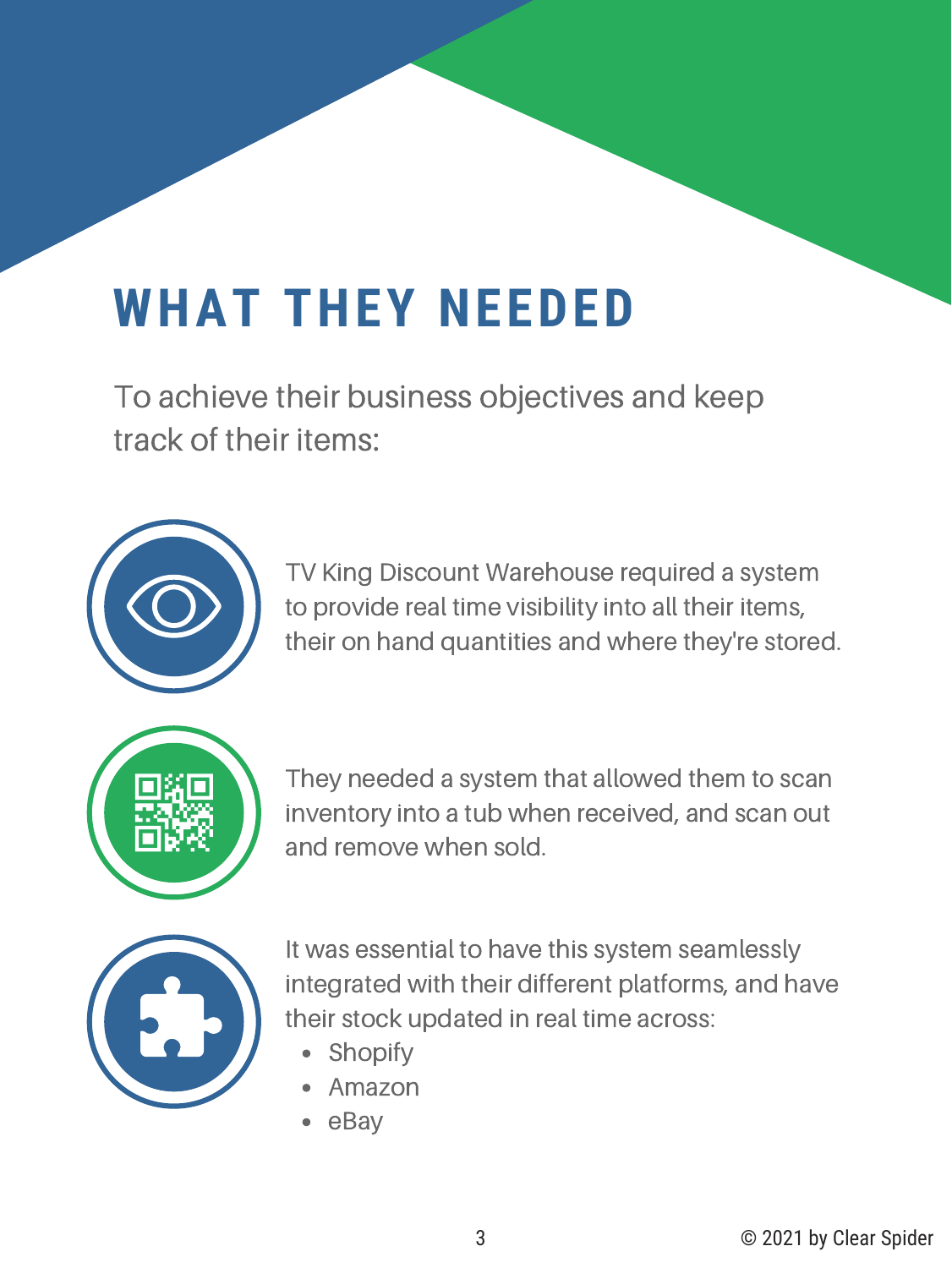# WHAT THEY NEEDED

To achieve their business objectives and keep track of their items:

TV King Discount Warehouse required a system to provide real time visibility into all their items, their on hand quantities and where they're stored.

They needed a system that allowed them to scan inventory into a tub when received, and scan out and remove when sold.

It was essential to have this system seamlessly integrated with their different platforms, and have their stock updated in real time across:

- Shopify
- Amazon
- eBay

© 2021 by Clear Spider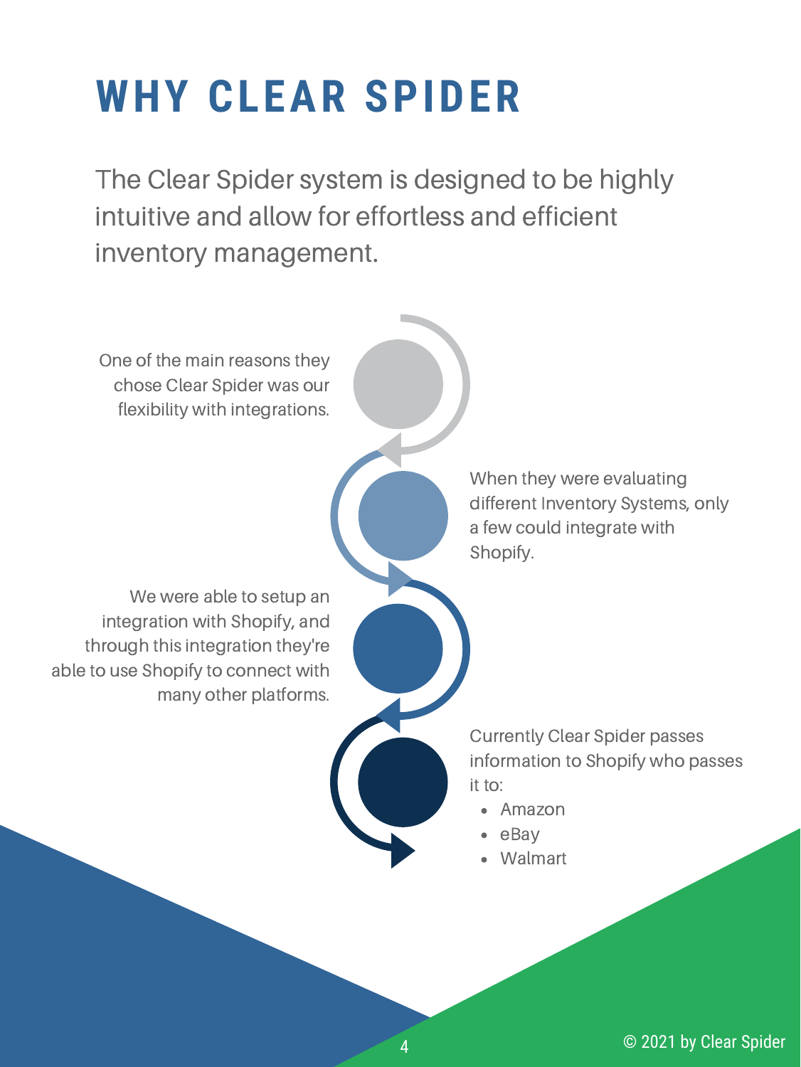# WHY CLEAR SPIDER

The Clear Spider system is designed to be highly intuitive and allow for effortless and efficient inventory management.

One of the main reasons they chose Clear Spider was our flexibility with integrations.

When they were evaluating different Inventory Systems, only a few could integrate with Shopify.

We were able to setup an integration with Shopify, and through this integration they're able to use Shopify to connect with many other platforms.

Currently Clear Spider passes information to Shopify who passes it to:

- Amazon
- eBay
- Walmart

© 2021 by Clear Spider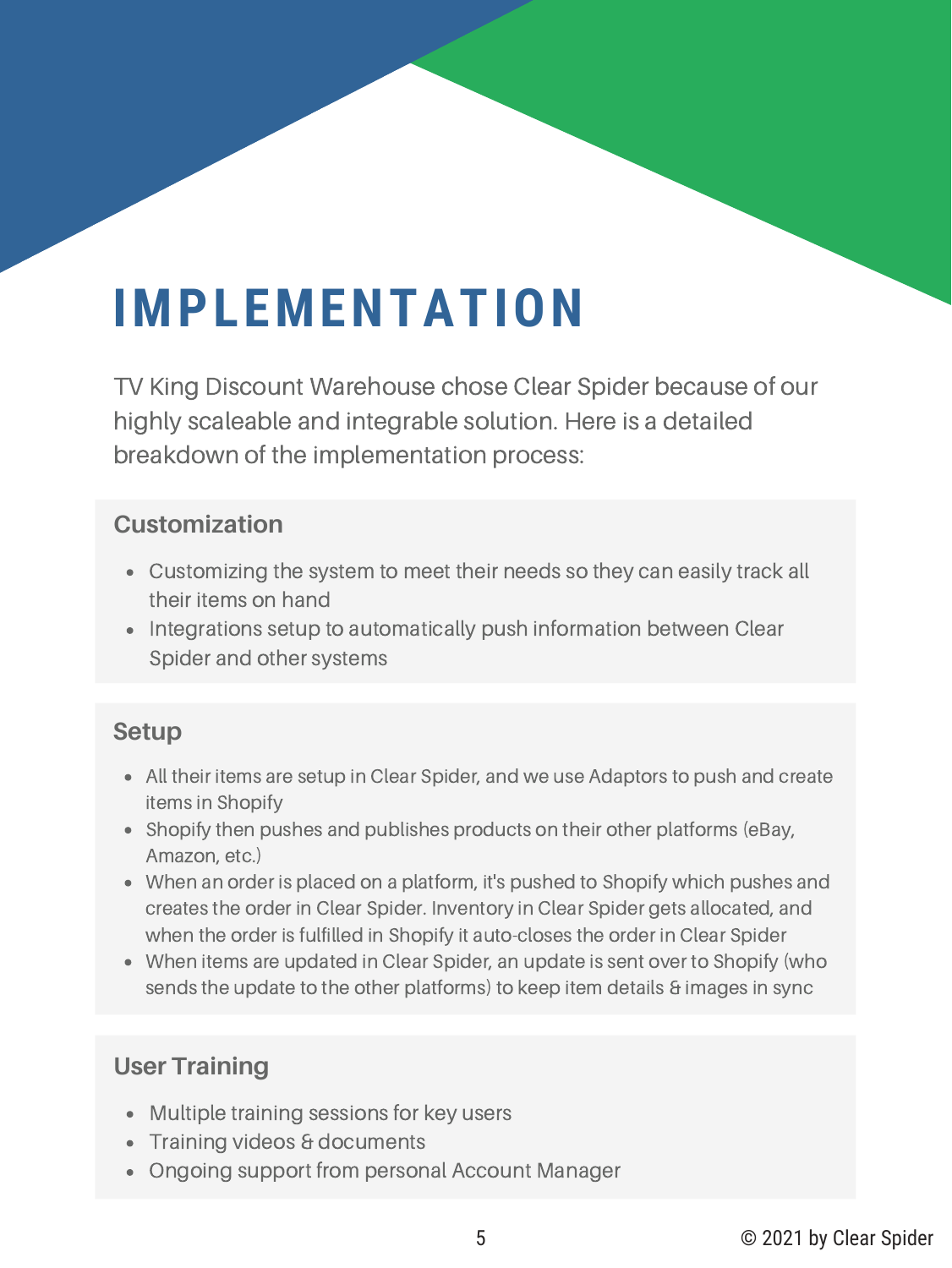# IMPLEMENTATION

TV King Discount Warehouse chose Clear Spider because of our highly scaleable and integrable solution. Here is a detailed breakdown of the implementation process:

### Customization

- Customizing the system to meet their needs so they can easily track all their items on hand
- Integrations setup to automatically push information between Clear Spider and other systems

### Setup

- All their items are setup in Clear Spider, and we use Adaptors to push and create items in Shopify
- Shopify then pushes and publishes products on their other platforms (eBay, Amazon, etc.)
- When an order is placed on a platform, it's pushed to Shopify which pushes and creates the order in Clear Spider. Inventory in Clear Spider gets allocated, and when the order is fulfilled in Shopify it auto-closes the order in Clear Spider
- When items are updated in Clear Spider, an update is sent over to Shopify (who sends the update to the other platforms) to keep item details & images in sync

### User Training

- Multiple training sessions for key users
- Training videos & documents
- Ongoing support from personal Account Manager

© 2021 by Clear Spider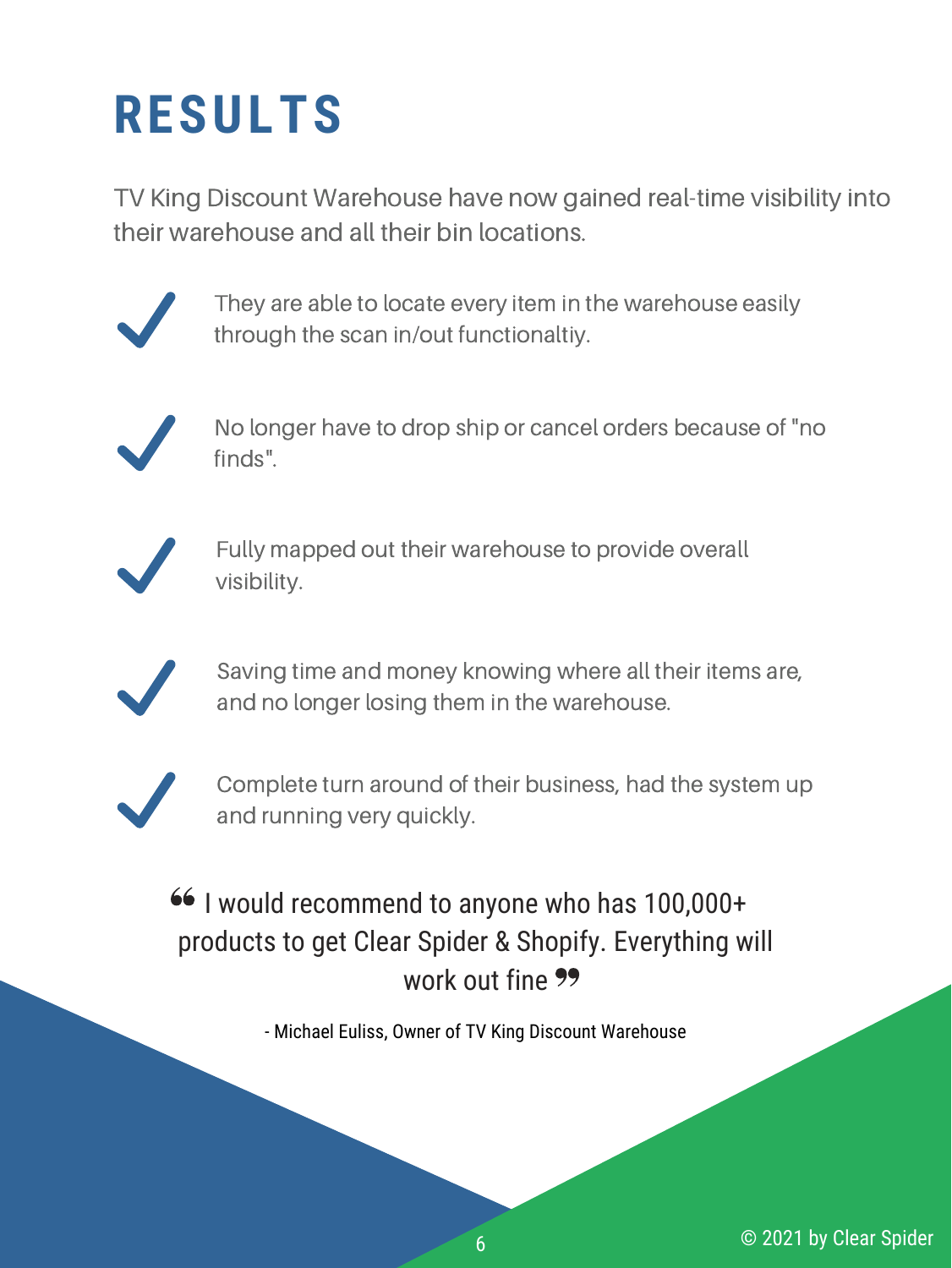# RESULTS

TV King Discount Warehouse have now gained real-time visibility into their warehouse and all their bin locations.

- They are able to locate every item in the warehouse easily through the scan in/out functionaltiy.
- No longer have to drop ship or cancel orders because of "no finds".
- Fully mapped out their warehouse to provide overall visibility.
- Saving time and money knowing where all their items are, and no longer losing them in the warehouse.
- Complete turn around of their business, had the system up and running very quickly.

> "I would recommend to anyone who has 100,000+ products to get Clear Spider & Shopify. Everything will work out fine"
>
> - Michael Euliss, Owner of TV King Discount Warehouse

© 2021 by Clear Spider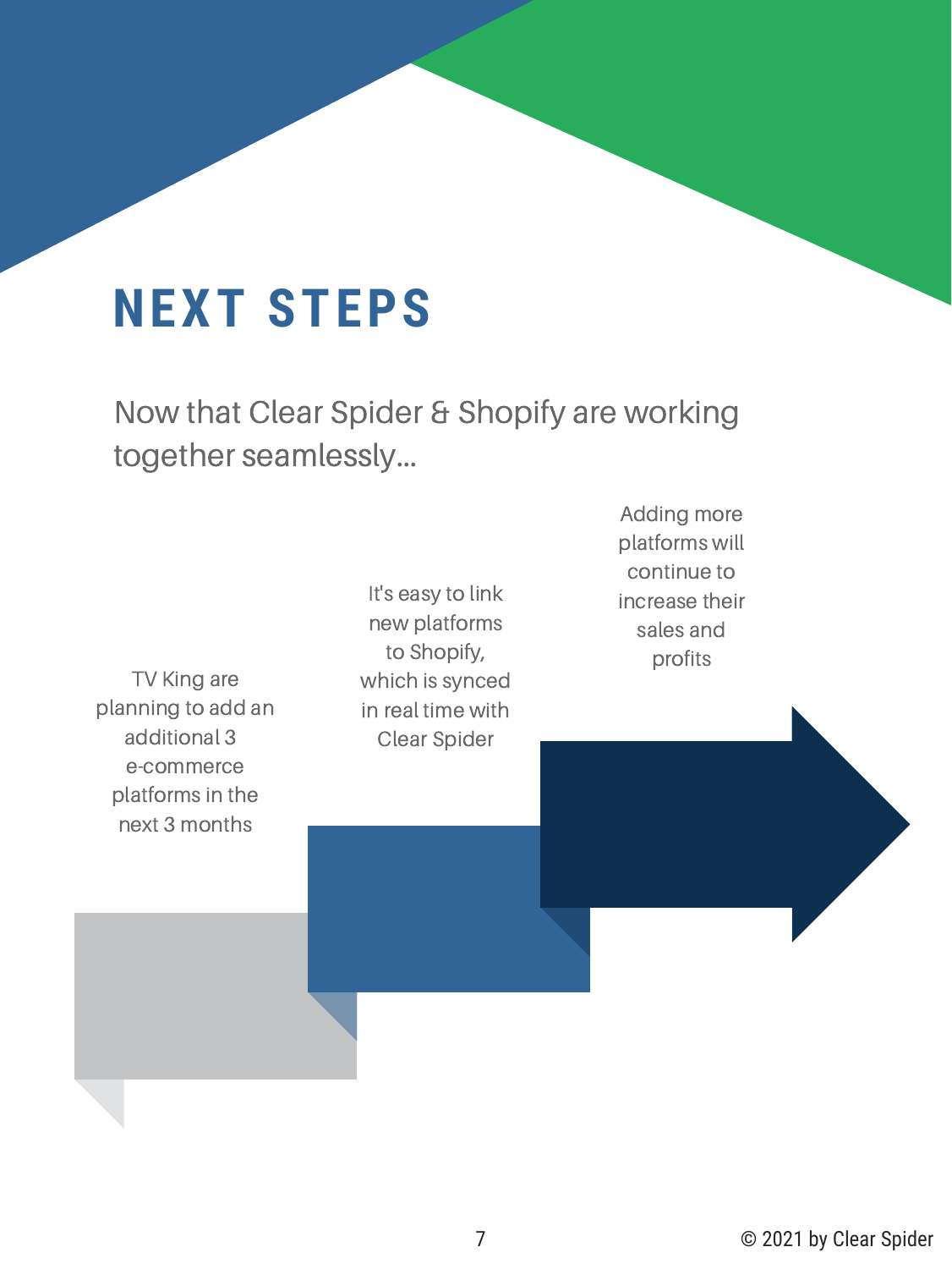# NEXT STEPS

Now that Clear Spider & Shopify are working together seamlessly...

TV King are planning to add an additional 3 e-commerce platforms in the next 3 months

It's easy to link new platforms to Shopify, which is synced in real time with Clear Spider

Adding more platforms will continue to increase their sales and profits

© 2021 by Clear Spider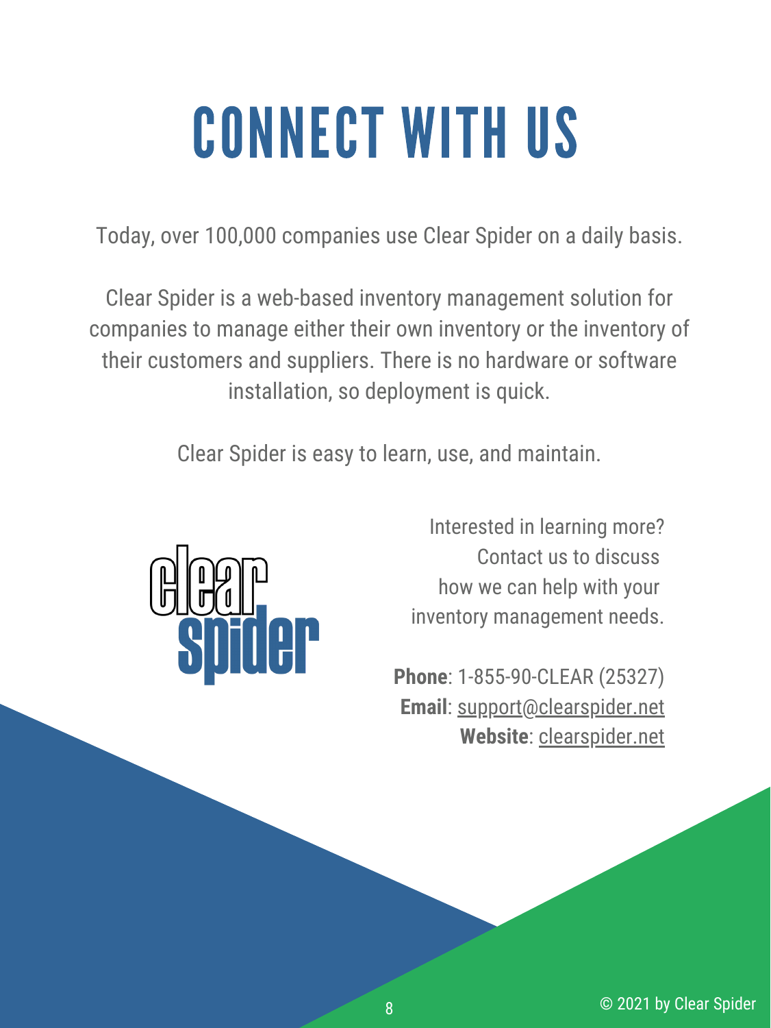# CONNECT WITH US

Today, over 100,000 companies use Clear Spider on a daily basis.

Clear Spider is a web-based inventory management solution for companies to manage either their own inventory or the inventory of their customers and suppliers. There is no hardware or software installation, so deployment is quick.

Clear Spider is easy to learn, use, and maintain.

clear spider

Interested in learning more? Contact us to discuss how we can help with your inventory management needs.

**Phone**: 1-855-90-CLEAR (25327)
**Email**: support@clearspider.net
**Website**: clearspider.net

© 2021 by Clear Spider